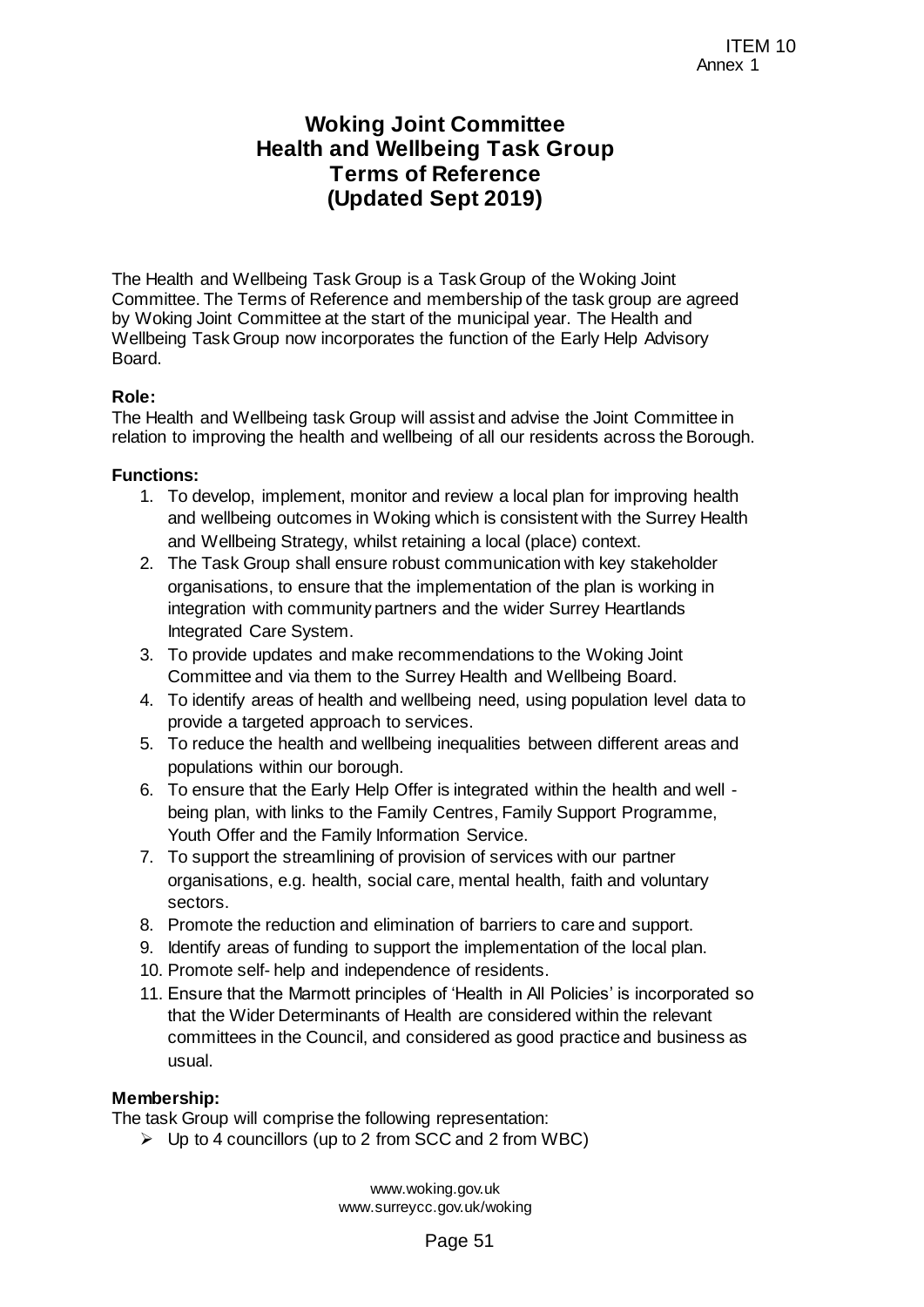ITEM 10
Annex 1

# Woking Joint Committee
# Health and Wellbeing Task Group
# Terms of Reference
# (Updated Sept 2019)

The Health and Wellbeing Task Group is a Task Group of the Woking Joint Committee. The Terms of Reference and membership of the task group are agreed by Woking Joint Committee at the start of the municipal year. The Health and Wellbeing Task Group now incorporates the function of the Early Help Advisory Board.

**Role:**

The Health and Wellbeing task Group will assist and advise the Joint Committee in relation to improving the health and wellbeing of all our residents across the Borough.

**Functions:**

1. To develop, implement, monitor and review a local plan for improving health and wellbeing outcomes in Woking which is consistent with the Surrey Health and Wellbeing Strategy, whilst retaining a local (place) context.
2. The Task Group shall ensure robust communication with key stakeholder organisations, to ensure that the implementation of the plan is working in integration with community partners and the wider Surrey Heartlands Integrated Care System.
3. To provide updates and make recommendations to the Woking Joint Committee and via them to the Surrey Health and Wellbeing Board.
4. To identify areas of health and wellbeing need, using population level data to provide a targeted approach to services.
5. To reduce the health and wellbeing inequalities between different areas and populations within our borough.
6. To ensure that the Early Help Offer is integrated within the health and well - being plan, with links to the Family Centres, Family Support Programme, Youth Offer and the Family Information Service.
7. To support the streamlining of provision of services with our partner organisations, e.g. health, social care, mental health, faith and voluntary sectors.
8. Promote the reduction and elimination of barriers to care and support.
9. Identify areas of funding to support the implementation of the local plan.
10. Promote self- help and independence of residents.
11. Ensure that the Marmott principles of 'Health in All Policies' is incorporated so that the Wider Determinants of Health are considered within the relevant committees in the Council, and considered as good practice and business as usual.

**Membership:**

The task Group will comprise the following representation:

- Up to 4 councillors (up to 2 from SCC and 2 from WBC)

www.woking.gov.uk
www.surreycc.gov.uk/woking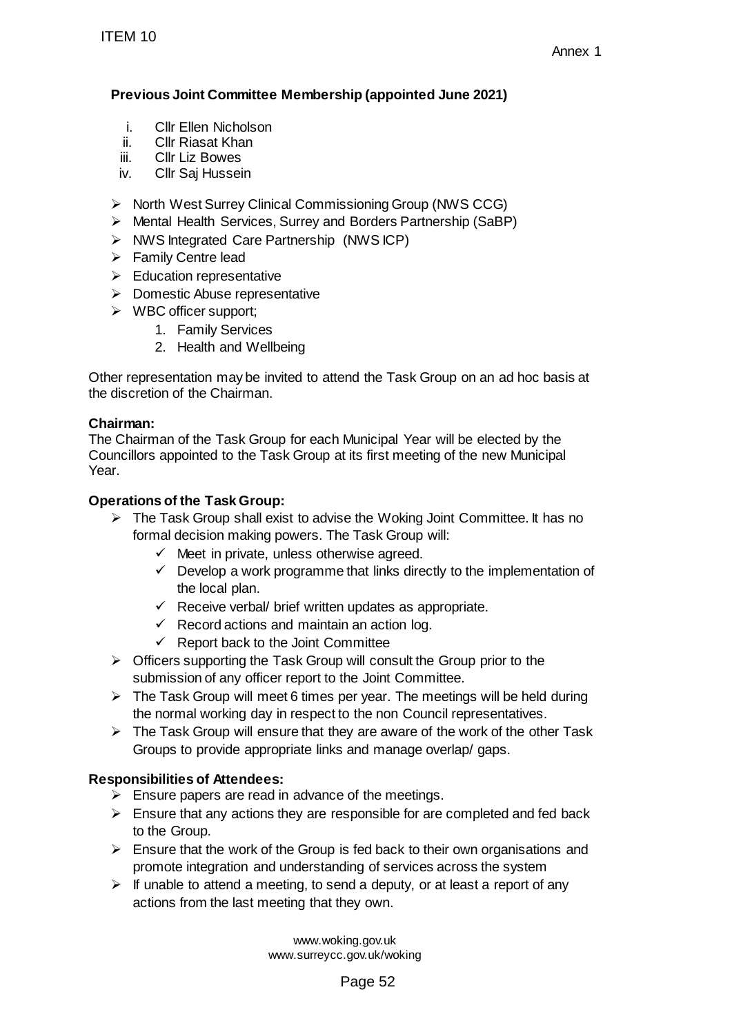**Previous Joint Committee Membership (appointed June 2021)**

i. Cllr Ellen Nicholson
ii. Cllr Riasat Khan
iii. Cllr Liz Bowes
iv. Cllr Saj Hussein

- North West Surrey Clinical Commissioning Group (NWS CCG)
- Mental Health Services, Surrey and Borders Partnership (SaBP)
- NWS Integrated Care Partnership (NWS ICP)
- Family Centre lead
- Education representative
- Domestic Abuse representative
- WBC officer support;
    1. Family Services
    2. Health and Wellbeing

Other representation may be invited to attend the Task Group on an ad hoc basis at the discretion of the Chairman.

**Chairman:**

The Chairman of the Task Group for each Municipal Year will be elected by the Councillors appointed to the Task Group at its first meeting of the new Municipal Year.

**Operations of the Task Group:**

- The Task Group shall exist to advise the Woking Joint Committee. It has no formal decision making powers. The Task Group will:
    - ✓ Meet in private, unless otherwise agreed.
    - ✓ Develop a work programme that links directly to the implementation of the local plan.
    - ✓ Receive verbal/ brief written updates as appropriate.
    - ✓ Record actions and maintain an action log.
    - ✓ Report back to the Joint Committee
- Officers supporting the Task Group will consult the Group prior to the submission of any officer report to the Joint Committee.
- The Task Group will meet 6 times per year. The meetings will be held during the normal working day in respect to the non Council representatives.
- The Task Group will ensure that they are aware of the work of the other Task Groups to provide appropriate links and manage overlap/ gaps.

**Responsibilities of Attendees:**

- Ensure papers are read in advance of the meetings.
- Ensure that any actions they are responsible for are completed and fed back to the Group.
- Ensure that the work of the Group is fed back to their own organisations and promote integration and understanding of services across the system
- If unable to attend a meeting, to send a deputy, or at least a report of any actions from the last meeting that they own.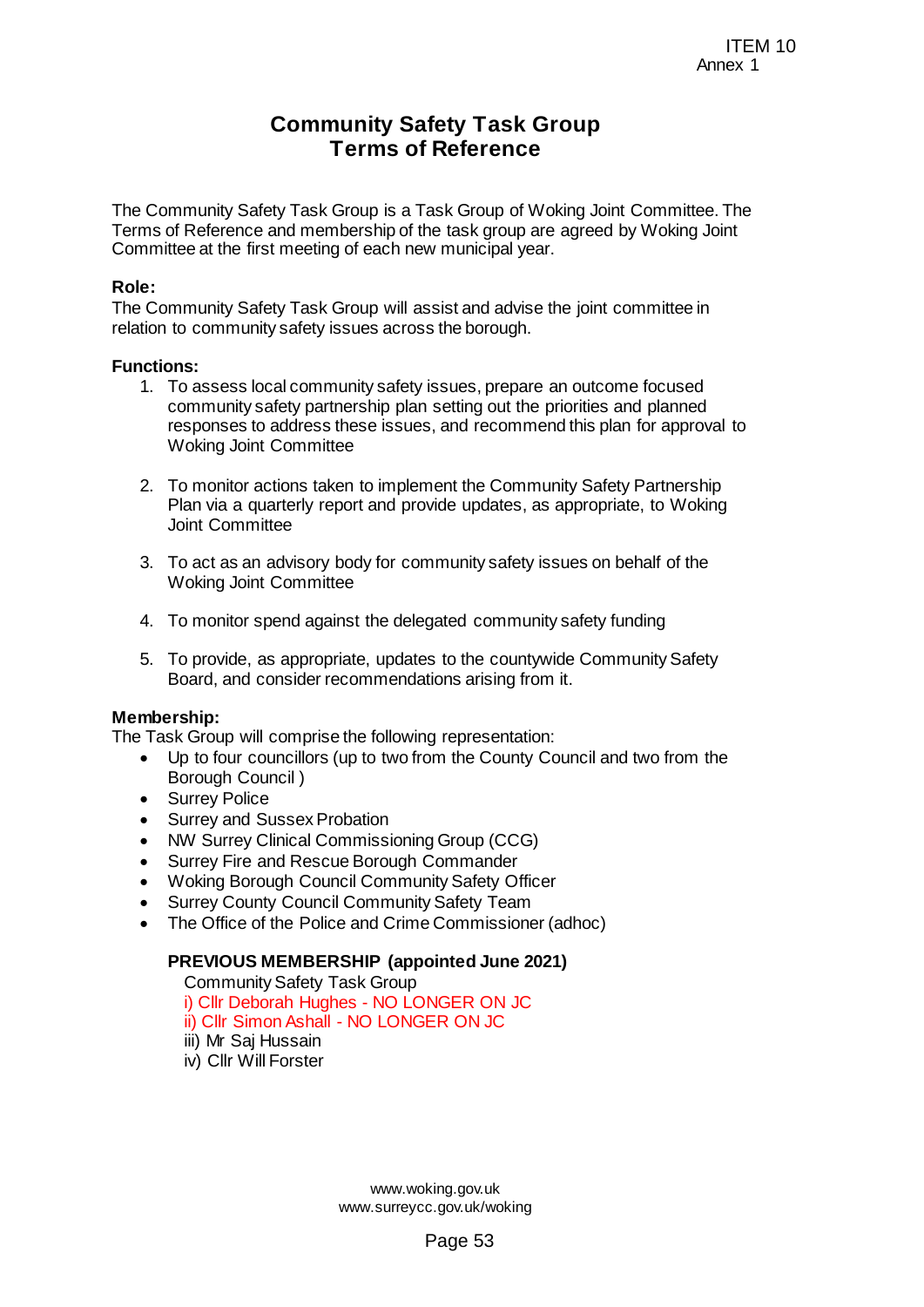ITEM 10
Annex 1

# Community Safety Task Group
## Terms of Reference

The Community Safety Task Group is a Task Group of Woking Joint Committee. The Terms of Reference and membership of the task group are agreed by Woking Joint Committee at the first meeting of each new municipal year.

**Role:**
The Community Safety Task Group will assist and advise the joint committee in relation to community safety issues across the borough.

**Functions:**

1. To assess local community safety issues, prepare an outcome focused community safety partnership plan setting out the priorities and planned responses to address these issues, and recommend this plan for approval to Woking Joint Committee

2. To monitor actions taken to implement the Community Safety Partnership Plan via a quarterly report and provide updates, as appropriate, to Woking Joint Committee

3. To act as an advisory body for community safety issues on behalf of the Woking Joint Committee

4. To monitor spend against the delegated community safety funding

5. To provide, as appropriate, updates to the countywide Community Safety Board, and consider recommendations arising from it.

**Membership:**
The Task Group will comprise the following representation:

- Up to four councillors (up to two from the County Council and two from the Borough Council )
- Surrey Police
- Surrey and Sussex Probation
- NW Surrey Clinical Commissioning Group (CCG)
- Surrey Fire and Rescue Borough Commander
- Woking Borough Council Community Safety Officer
- Surrey County Council Community Safety Team
- The Office of the Police and Crime Commissioner (adhoc)

**PREVIOUS MEMBERSHIP (appointed June 2021)**

Community Safety Task Group
i) Cllr Deborah Hughes - NO LONGER ON JC
ii) Cllr Simon Ashall - NO LONGER ON JC
iii) Mr Saj Hussain
iv) Cllr Will Forster

www.woking.gov.uk
www.surreycc.gov.uk/woking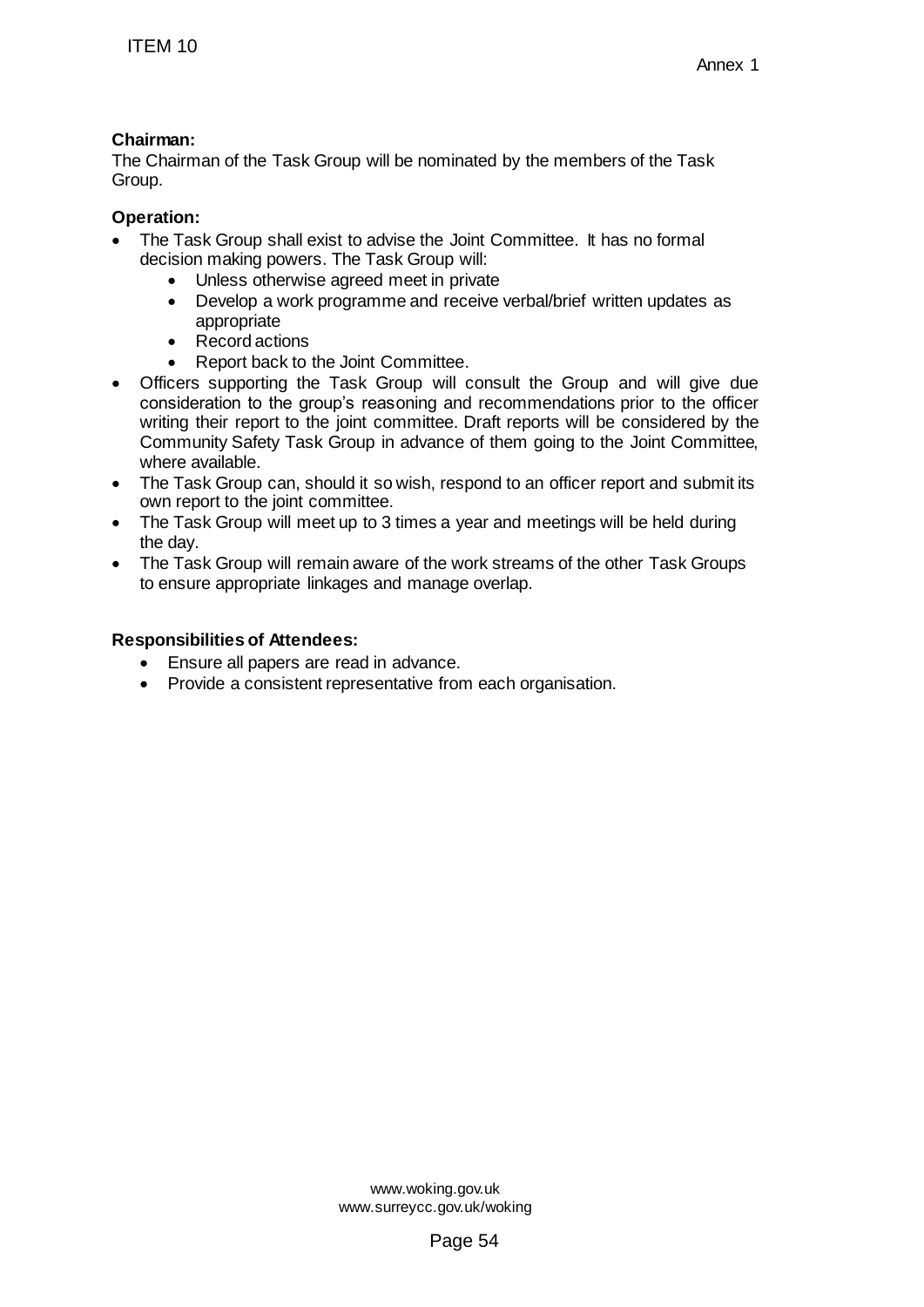**Chairman:**
The Chairman of the Task Group will be nominated by the members of the Task Group.

**Operation:**

- The Task Group shall exist to advise the Joint Committee. It has no formal decision making powers. The Task Group will:
  - Unless otherwise agreed meet in private
  - Develop a work programme and receive verbal/brief written updates as appropriate
  - Record actions
  - Report back to the Joint Committee.
- Officers supporting the Task Group will consult the Group and will give due consideration to the group's reasoning and recommendations prior to the officer writing their report to the joint committee. Draft reports will be considered by the Community Safety Task Group in advance of them going to the Joint Committee, where available.
- The Task Group can, should it so wish, respond to an officer report and submit its own report to the joint committee.
- The Task Group will meet up to 3 times a year and meetings will be held during the day.
- The Task Group will remain aware of the work streams of the other Task Groups to ensure appropriate linkages and manage overlap.

**Responsibilities of Attendees:**

- Ensure all papers are read in advance.
- Provide a consistent representative from each organisation.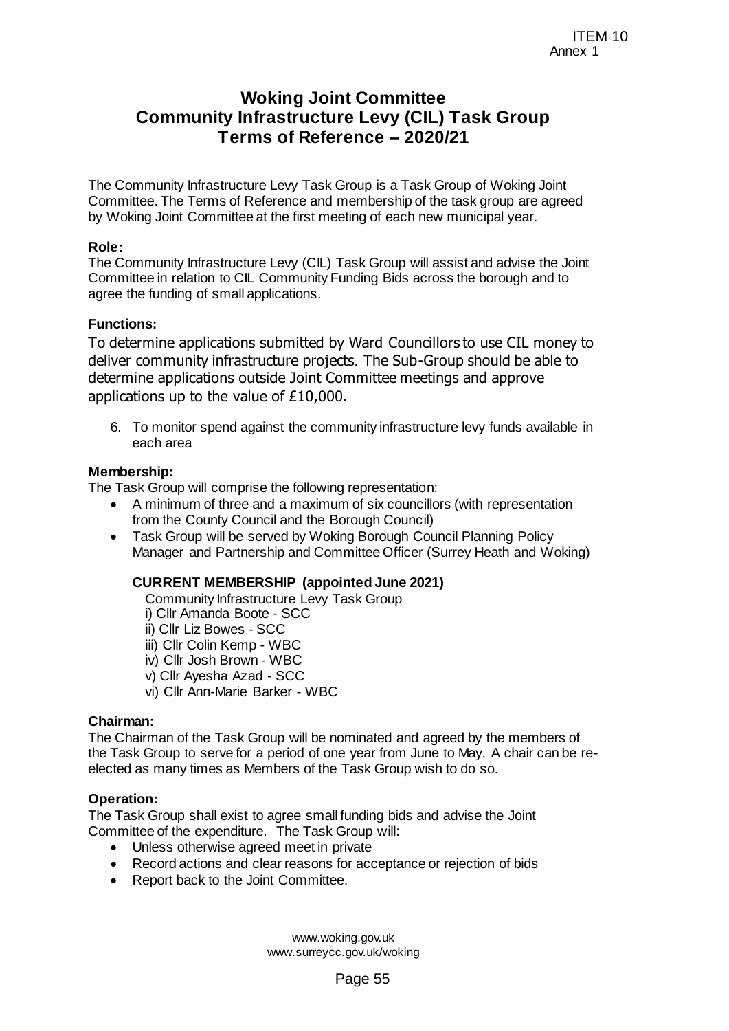ITEM 10
Annex 1

# Woking Joint Committee
# Community Infrastructure Levy (CIL) Task Group
# Terms of Reference – 2020/21

The Community Infrastructure Levy Task Group is a Task Group of Woking Joint Committee. The Terms of Reference and membership of the task group are agreed by Woking Joint Committee at the first meeting of each new municipal year.

**Role:**

The Community Infrastructure Levy (CIL) Task Group will assist and advise the Joint Committee in relation to CIL Community Funding Bids across the borough and to agree the funding of small applications.

**Functions:**

To determine applications submitted by Ward Councillors to use CIL money to deliver community infrastructure projects. The Sub-Group should be able to determine applications outside Joint Committee meetings and approve applications up to the value of £10,000.

6. To monitor spend against the community infrastructure levy funds available in each area

**Membership:**

The Task Group will comprise the following representation:

- A minimum of three and a maximum of six councillors (with representation from the County Council and the Borough Council)
- Task Group will be served by Woking Borough Council Planning Policy Manager and Partnership and Committee Officer (Surrey Heath and Woking)

**CURRENT MEMBERSHIP (appointed June 2021)**

Community Infrastructure Levy Task Group

i) Cllr Amanda Boote - SCC

ii) Cllr Liz Bowes - SCC

iii) Cllr Colin Kemp - WBC

iv) Cllr Josh Brown - WBC

v) Cllr Ayesha Azad - SCC

vi) Cllr Ann-Marie Barker - WBC

**Chairman:**

The Chairman of the Task Group will be nominated and agreed by the members of the Task Group to serve for a period of one year from June to May. A chair can be re-elected as many times as Members of the Task Group wish to do so.

**Operation:**

The Task Group shall exist to agree small funding bids and advise the Joint Committee of the expenditure. The Task Group will:

- Unless otherwise agreed meet in private
- Record actions and clear reasons for acceptance or rejection of bids
- Report back to the Joint Committee.

www.woking.gov.uk
www.surreycc.gov.uk/woking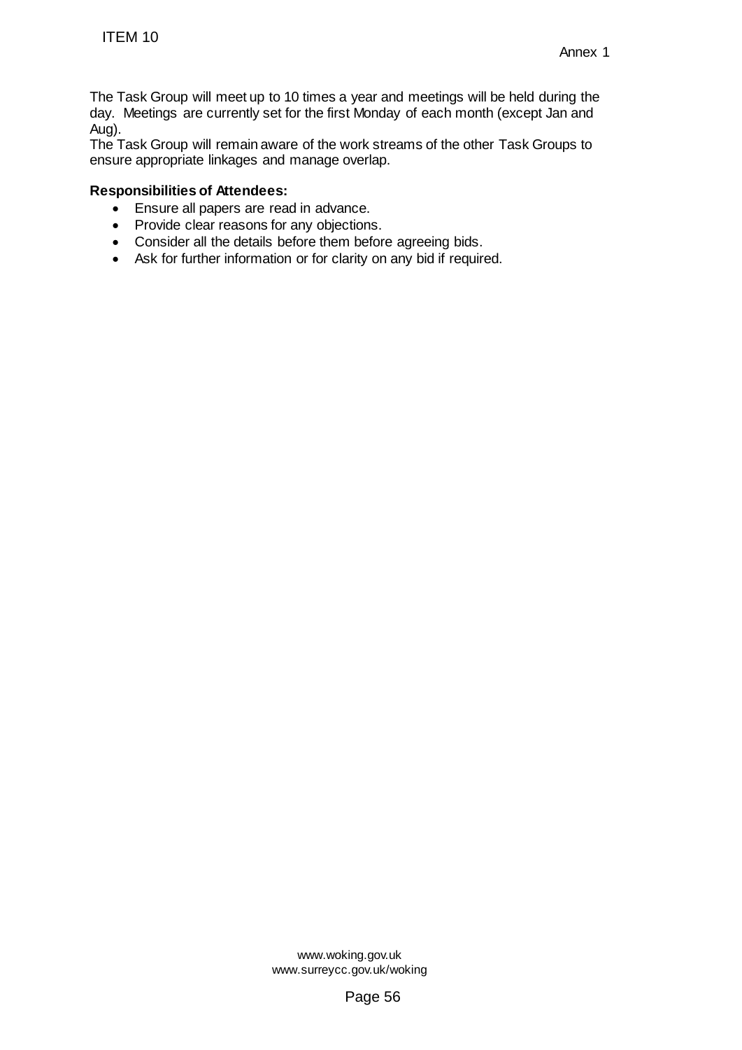The Task Group will meet up to 10 times a year and meetings will be held during the day. Meetings are currently set for the first Monday of each month (except Jan and Aug).

The Task Group will remain aware of the work streams of the other Task Groups to ensure appropriate linkages and manage overlap.

**Responsibilities of Attendees:**

- Ensure all papers are read in advance.
- Provide clear reasons for any objections.
- Consider all the details before them before agreeing bids.
- Ask for further information or for clarity on any bid if required.